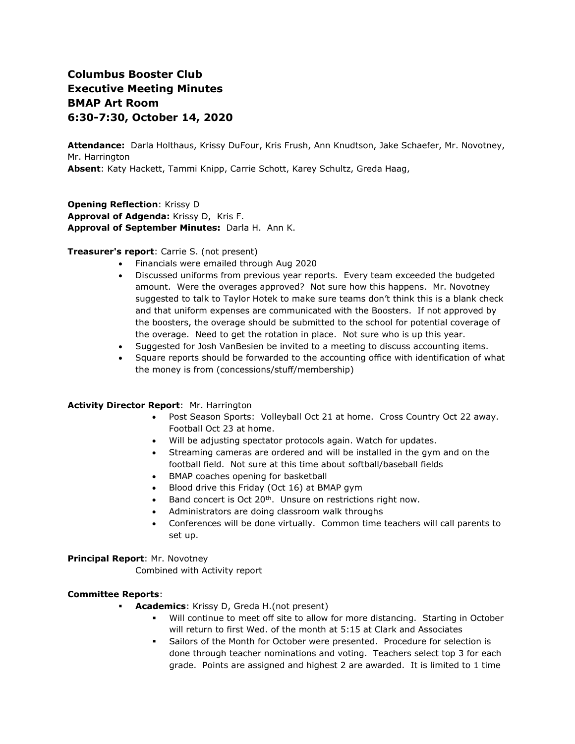# Columbus Booster Club
# Executive Meeting Minutes
# BMAP Art Room
# 6:30-7:30, October 14, 2020

**Attendance:** Darla Holthaus, Krissy DuFour, Kris Frush, Ann Knudtson, Jake Schaefer, Mr. Novotney, Mr. Harrington
**Absent**: Katy Hackett, Tammi Knipp, Carrie Schott, Karey Schultz, Greda Haag,

**Opening Reflection**: Krissy D
**Approval of Adgenda:** Krissy D, Kris F.
**Approval of September Minutes:** Darla H. Ann K.

**Treasurer's report**: Carrie S. (not present)

- Financials were emailed through Aug 2020
- Discussed uniforms from previous year reports. Every team exceeded the budgeted amount. Were the overages approved? Not sure how this happens. Mr. Novotney suggested to talk to Taylor Hotek to make sure teams don't think this is a blank check and that uniform expenses are communicated with the Boosters. If not approved by the boosters, the overage should be submitted to the school for potential coverage of the overage. Need to get the rotation in place. Not sure who is up this year.
- Suggested for Josh VanBesien be invited to a meeting to discuss accounting items.
- Square reports should be forwarded to the accounting office with identification of what the money is from (concessions/stuff/membership)

**Activity Director Report**: Mr. Harrington

- Post Season Sports: Volleyball Oct 21 at home. Cross Country Oct 22 away. Football Oct 23 at home.
- Will be adjusting spectator protocols again. Watch for updates.
- Streaming cameras are ordered and will be installed in the gym and on the football field. Not sure at this time about softball/baseball fields
- BMAP coaches opening for basketball
- Blood drive this Friday (Oct 16) at BMAP gym
- Band concert is Oct 20th. Unsure on restrictions right now.
- Administrators are doing classroom walk throughs
- Conferences will be done virtually. Common time teachers will call parents to set up.

**Principal Report**: Mr. Novotney

Combined with Activity report

**Committee Reports**:

- **Academics**: Krissy D, Greda H.(not present)
  - Will continue to meet off site to allow for more distancing. Starting in October will return to first Wed. of the month at 5:15 at Clark and Associates
  - Sailors of the Month for October were presented. Procedure for selection is done through teacher nominations and voting. Teachers select top 3 for each grade. Points are assigned and highest 2 are awarded. It is limited to 1 time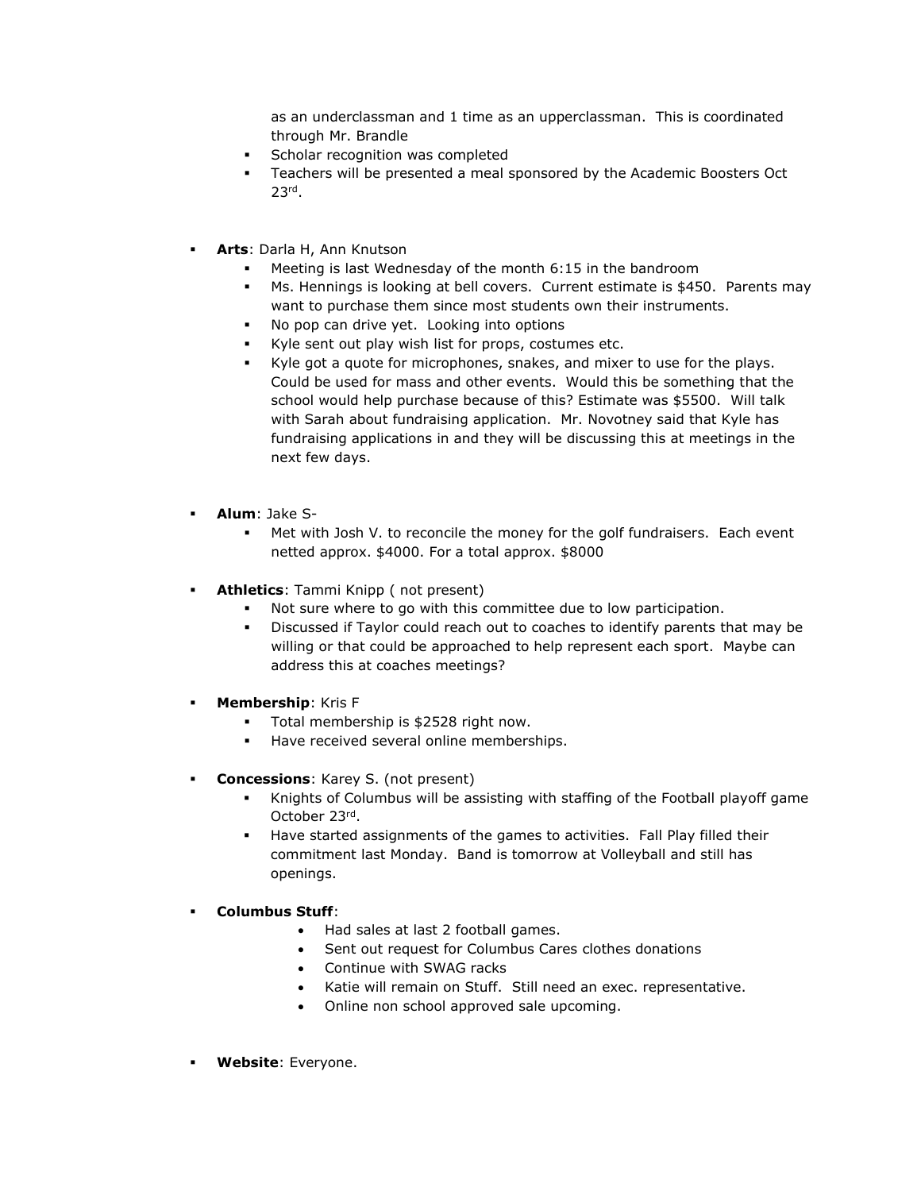as an underclassman and 1 time as an upperclassman. This is coordinated through Mr. Brandle

  - Scholar recognition was completed
  - Teachers will be presented a meal sponsored by the Academic Boosters Oct 23rd.

- **Arts**: Darla H, Ann Knutson
  - Meeting is last Wednesday of the month 6:15 in the bandroom
  - Ms. Hennings is looking at bell covers. Current estimate is $450. Parents may want to purchase them since most students own their instruments.
  - No pop can drive yet. Looking into options
  - Kyle sent out play wish list for props, costumes etc.
  - Kyle got a quote for microphones, snakes, and mixer to use for the plays. Could be used for mass and other events. Would this be something that the school would help purchase because of this? Estimate was $5500. Will talk with Sarah about fundraising application. Mr. Novotney said that Kyle has fundraising applications in and they will be discussing this at meetings in the next few days.

- **Alum**: Jake S-
  - Met with Josh V. to reconcile the money for the golf fundraisers. Each event netted approx. $4000. For a total approx. $8000

- **Athletics**: Tammi Knipp ( not present)
  - Not sure where to go with this committee due to low participation.
  - Discussed if Taylor could reach out to coaches to identify parents that may be willing or that could be approached to help represent each sport. Maybe can address this at coaches meetings?

- **Membership**: Kris F
  - Total membership is $2528 right now.
  - Have received several online memberships.

- **Concessions**: Karey S. (not present)
  - Knights of Columbus will be assisting with staffing of the Football playoff game October 23rd.
  - Have started assignments of the games to activities. Fall Play filled their commitment last Monday. Band is tomorrow at Volleyball and still has openings.

- **Columbus Stuff**:
  - Had sales at last 2 football games.
  - Sent out request for Columbus Cares clothes donations
  - Continue with SWAG racks
  - Katie will remain on Stuff. Still need an exec. representative.
  - Online non school approved sale upcoming.

- **Website**: Everyone.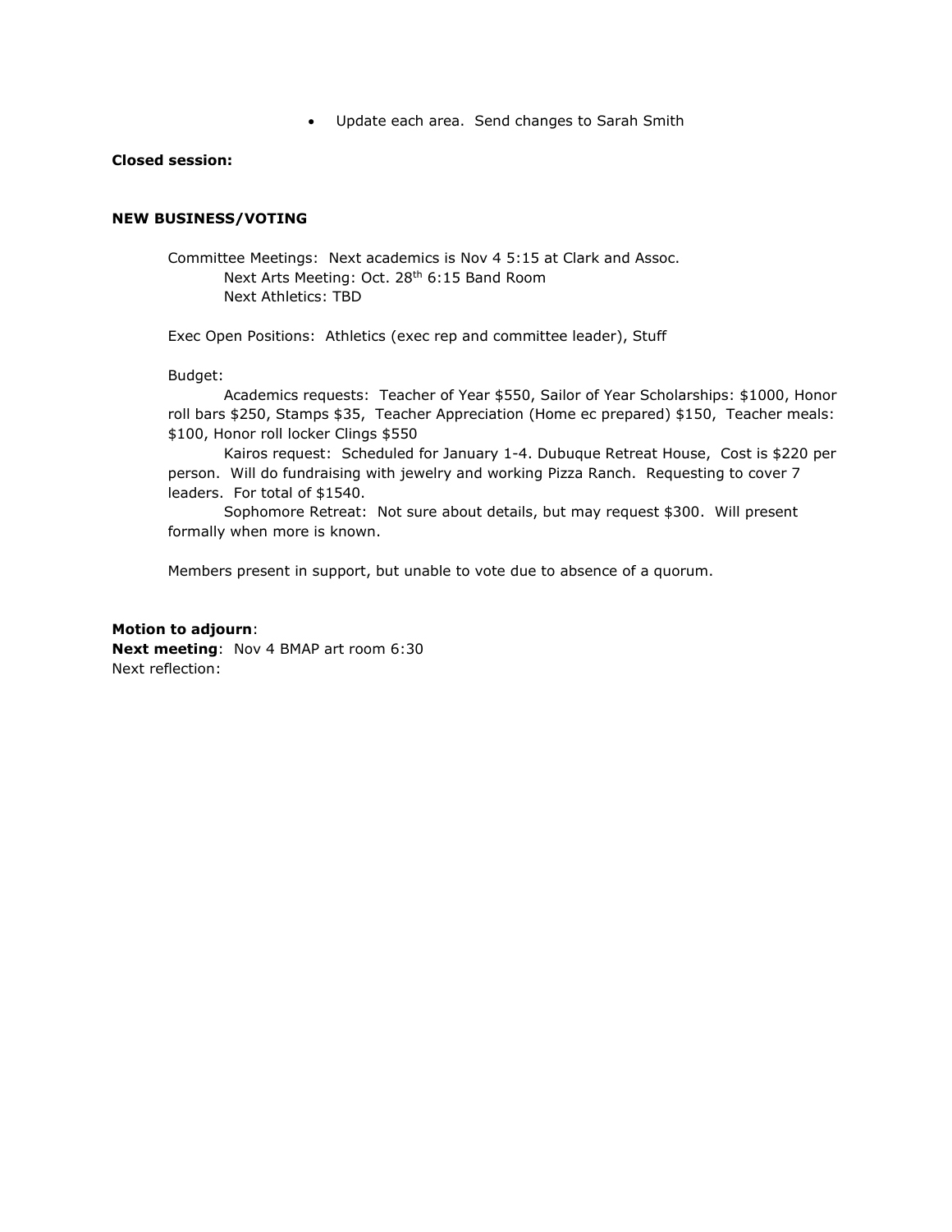- Update each area. Send changes to Sarah Smith

**Closed session:**

**NEW BUSINESS/VOTING**

Committee Meetings: Next academics is Nov 4 5:15 at Clark and Assoc.
Next Arts Meeting: Oct. 28th 6:15 Band Room
Next Athletics: TBD

Exec Open Positions: Athletics (exec rep and committee leader), Stuff

Budget:

Academics requests: Teacher of Year $550, Sailor of Year Scholarships: $1000, Honor roll bars $250, Stamps $35, Teacher Appreciation (Home ec prepared) $150, Teacher meals: $100, Honor roll locker Clings $550

Kairos request: Scheduled for January 1-4. Dubuque Retreat House, Cost is $220 per person. Will do fundraising with jewelry and working Pizza Ranch. Requesting to cover 7 leaders. For total of $1540.

Sophomore Retreat: Not sure about details, but may request $300. Will present formally when more is known.

Members present in support, but unable to vote due to absence of a quorum.

**Motion to adjourn**:
**Next meeting**: Nov 4 BMAP art room 6:30
Next reflection: